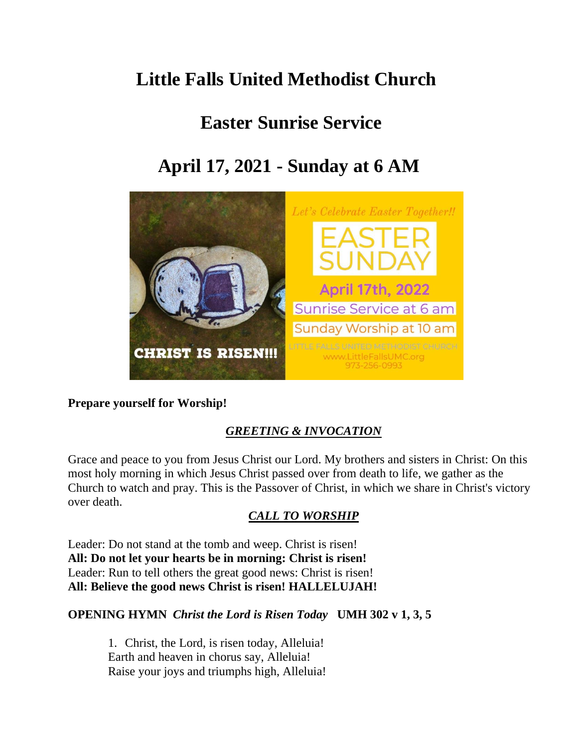# Little Falls United Methodist Church

## Easter Sunrise Service

## April 17, 2021 - Sunday at 6 AM

**Prepare yourself for Worship!**

***GREETING & INVOCATION***

Grace and peace to you from Jesus Christ our Lord. My brothers and sisters in Christ: On this most holy morning in which Jesus Christ passed over from death to life, we gather as the Church to watch and pray. This is the Passover of Christ, in which we share in Christ's victory over death.

***CALL TO WORSHIP***

Leader: Do not stand at the tomb and weep. Christ is risen!
**All: Do not let your hearts be in morning: Christ is risen!**
Leader: Run to tell others the great good news: Christ is risen!
**All: Believe the good news Christ is risen! HALLELUJAH!**

**OPENING HYMN** ***Christ the Lord is Risen Today*** **UMH 302 v 1, 3, 5**

1. Christ, the Lord, is risen today, Alleluia!
Earth and heaven in chorus say, Alleluia!
Raise your joys and triumphs high, Alleluia!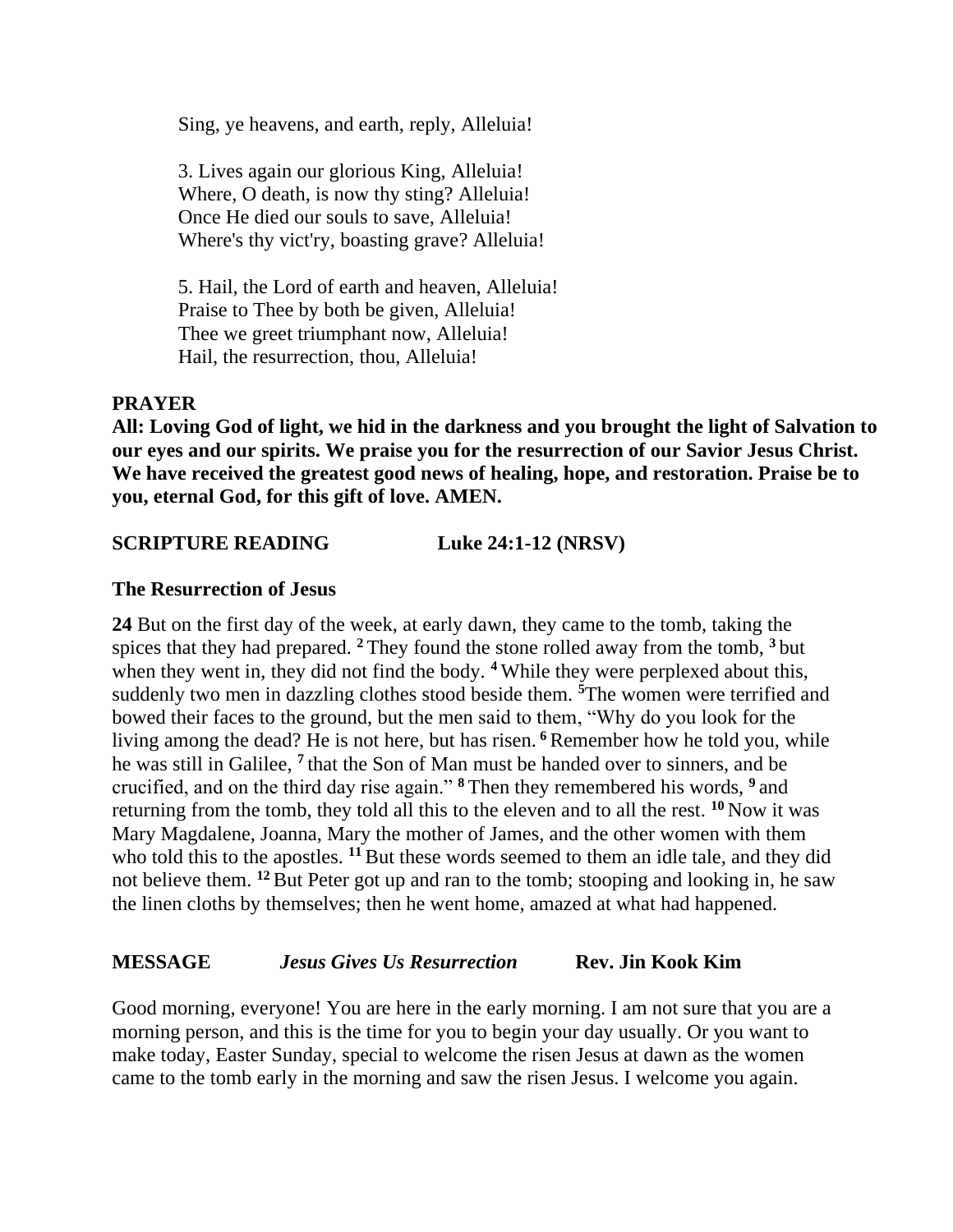Sing, ye heavens, and earth, reply, Alleluia!

3. Lives again our glorious King, Alleluia!
Where, O death, is now thy sting? Alleluia!
Once He died our souls to save, Alleluia!
Where's thy vict'ry, boasting grave? Alleluia!

5. Hail, the Lord of earth and heaven, Alleluia!
Praise to Thee by both be given, Alleluia!
Thee we greet triumphant now, Alleluia!
Hail, the resurrection, thou, Alleluia!

**PRAYER**

**All: Loving God of light, we hid in the darkness and you brought the light of Salvation to our eyes and our spirits. We praise you for the resurrection of our Savior Jesus Christ. We have received the greatest good news of healing, hope, and restoration. Praise be to you, eternal God, for this gift of love. AMEN.**

**SCRIPTURE READING Luke 24:1-12 (NRSV)**

**The Resurrection of Jesus**

**24** But on the first day of the week, at early dawn, they came to the tomb, taking the spices that they had prepared. **2** They found the stone rolled away from the tomb, **3** but when they went in, they did not find the body. **4** While they were perplexed about this, suddenly two men in dazzling clothes stood beside them. **5** The women were terrified and bowed their faces to the ground, but the men said to them, "Why do you look for the living among the dead? He is not here, but has risen. **6** Remember how he told you, while he was still in Galilee, **7** that the Son of Man must be handed over to sinners, and be crucified, and on the third day rise again." **8** Then they remembered his words, **9** and returning from the tomb, they told all this to the eleven and to all the rest. **10** Now it was Mary Magdalene, Joanna, Mary the mother of James, and the other women with them who told this to the apostles. **11** But these words seemed to them an idle tale, and they did not believe them. **12** But Peter got up and ran to the tomb; stooping and looking in, he saw the linen cloths by themselves; then he went home, amazed at what had happened.

**MESSAGE** ***Jesus Gives Us Resurrection*** **Rev. Jin Kook Kim**

Good morning, everyone! You are here in the early morning. I am not sure that you are a morning person, and this is the time for you to begin your day usually. Or you want to make today, Easter Sunday, special to welcome the risen Jesus at dawn as the women came to the tomb early in the morning and saw the risen Jesus. I welcome you again.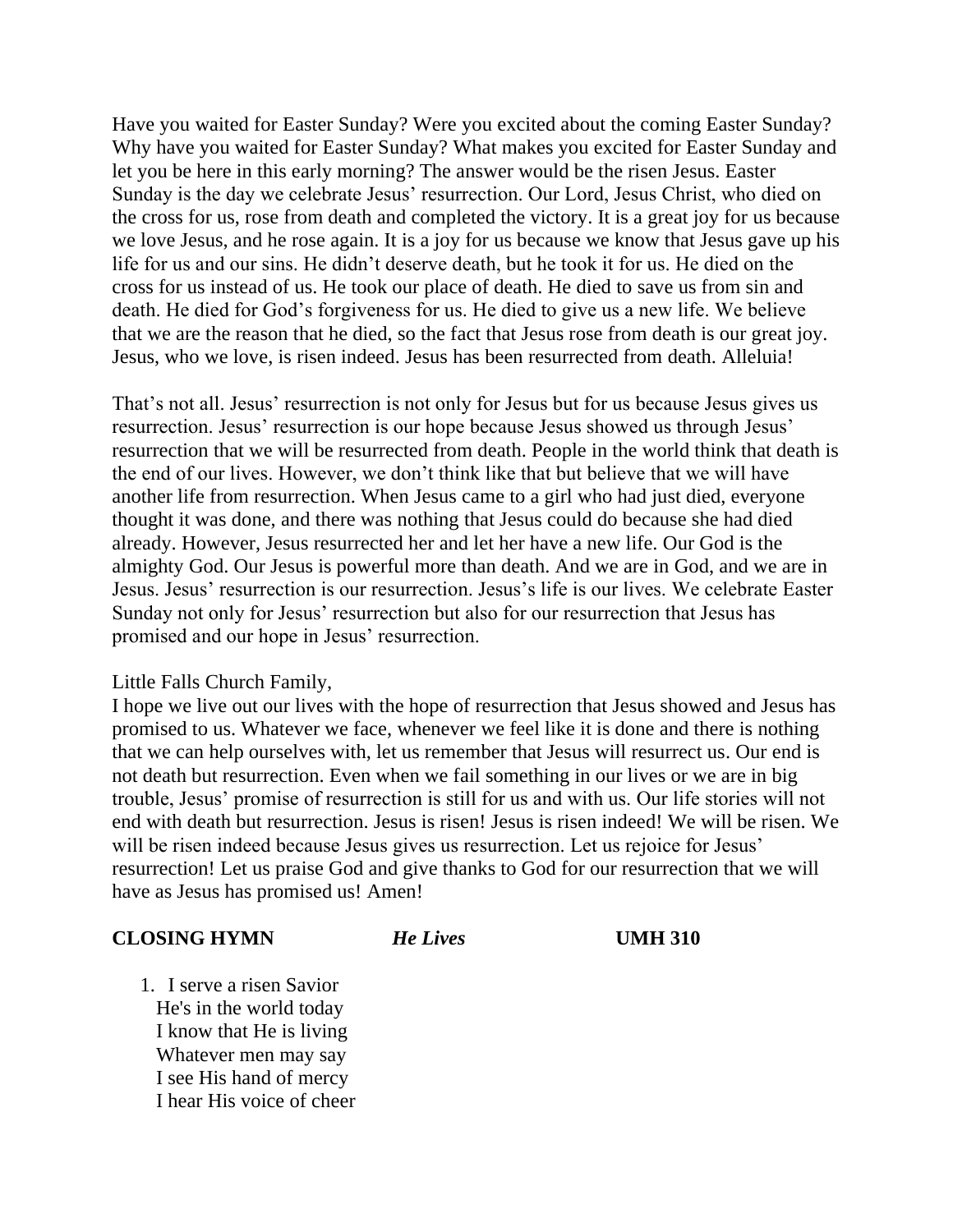Have you waited for Easter Sunday? Were you excited about the coming Easter Sunday? Why have you waited for Easter Sunday? What makes you excited for Easter Sunday and let you be here in this early morning? The answer would be the risen Jesus. Easter Sunday is the day we celebrate Jesus' resurrection. Our Lord, Jesus Christ, who died on the cross for us, rose from death and completed the victory. It is a great joy for us because we love Jesus, and he rose again. It is a joy for us because we know that Jesus gave up his life for us and our sins. He didn't deserve death, but he took it for us. He died on the cross for us instead of us. He took our place of death. He died to save us from sin and death. He died for God's forgiveness for us. He died to give us a new life. We believe that we are the reason that he died, so the fact that Jesus rose from death is our great joy. Jesus, who we love, is risen indeed. Jesus has been resurrected from death. Alleluia!

That's not all. Jesus' resurrection is not only for Jesus but for us because Jesus gives us resurrection. Jesus' resurrection is our hope because Jesus showed us through Jesus' resurrection that we will be resurrected from death. People in the world think that death is the end of our lives. However, we don't think like that but believe that we will have another life from resurrection. When Jesus came to a girl who had just died, everyone thought it was done, and there was nothing that Jesus could do because she had died already. However, Jesus resurrected her and let her have a new life. Our God is the almighty God. Our Jesus is powerful more than death. And we are in God, and we are in Jesus. Jesus' resurrection is our resurrection. Jesus's life is our lives. We celebrate Easter Sunday not only for Jesus' resurrection but also for our resurrection that Jesus has promised and our hope in Jesus' resurrection.

Little Falls Church Family,
I hope we live out our lives with the hope of resurrection that Jesus showed and Jesus has promised to us. Whatever we face, whenever we feel like it is done and there is nothing that we can help ourselves with, let us remember that Jesus will resurrect us. Our end is not death but resurrection. Even when we fail something in our lives or we are in big trouble, Jesus' promise of resurrection is still for us and with us. Our life stories will not end with death but resurrection. Jesus is risen! Jesus is risen indeed! We will be risen. We will be risen indeed because Jesus gives us resurrection. Let us rejoice for Jesus' resurrection! Let us praise God and give thanks to God for our resurrection that we will have as Jesus has promised us! Amen!

**CLOSING HYMN** ***He Lives*** **UMH 310**

1. I serve a risen Savior  
   He's in the world today  
   I know that He is living  
   Whatever men may say  
   I see His hand of mercy  
   I hear His voice of cheer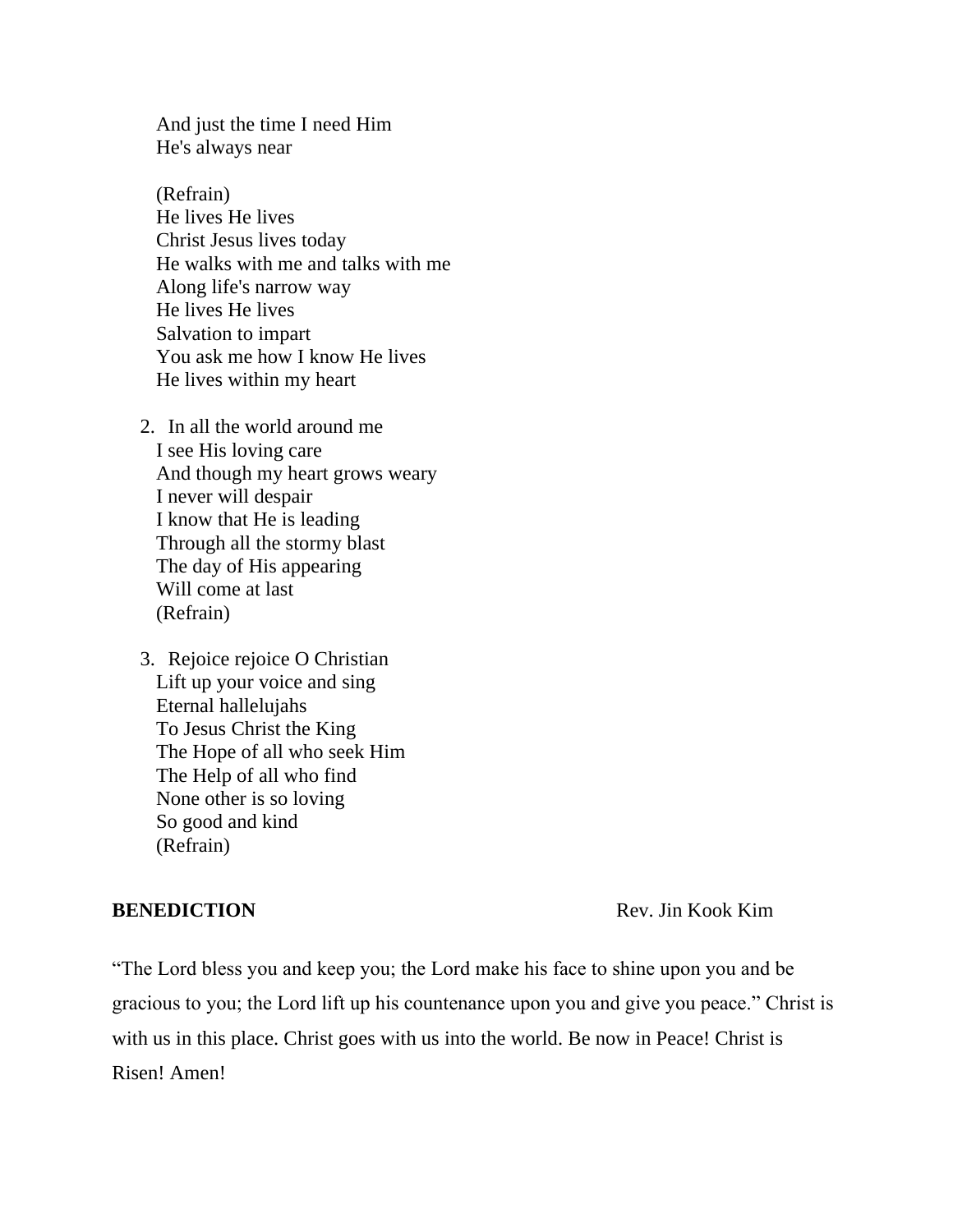And just the time I need Him
He's always near

(Refrain)
He lives He lives
Christ Jesus lives today
He walks with me and talks with me
Along life's narrow way
He lives He lives
Salvation to impart
You ask me how I know He lives
He lives within my heart

2. In all the world around me
I see His loving care
And though my heart grows weary
I never will despair
I know that He is leading
Through all the stormy blast
The day of His appearing
Will come at last
(Refrain)

3. Rejoice rejoice O Christian
Lift up your voice and sing
Eternal hallelujahs
To Jesus Christ the King
The Hope of all who seek Him
The Help of all who find
None other is so loving
So good and kind
(Refrain)

**BENEDICTION** Rev. Jin Kook Kim

"The Lord bless you and keep you; the Lord make his face to shine upon you and be gracious to you; the Lord lift up his countenance upon you and give you peace." Christ is with us in this place. Christ goes with us into the world. Be now in Peace! Christ is Risen! Amen!